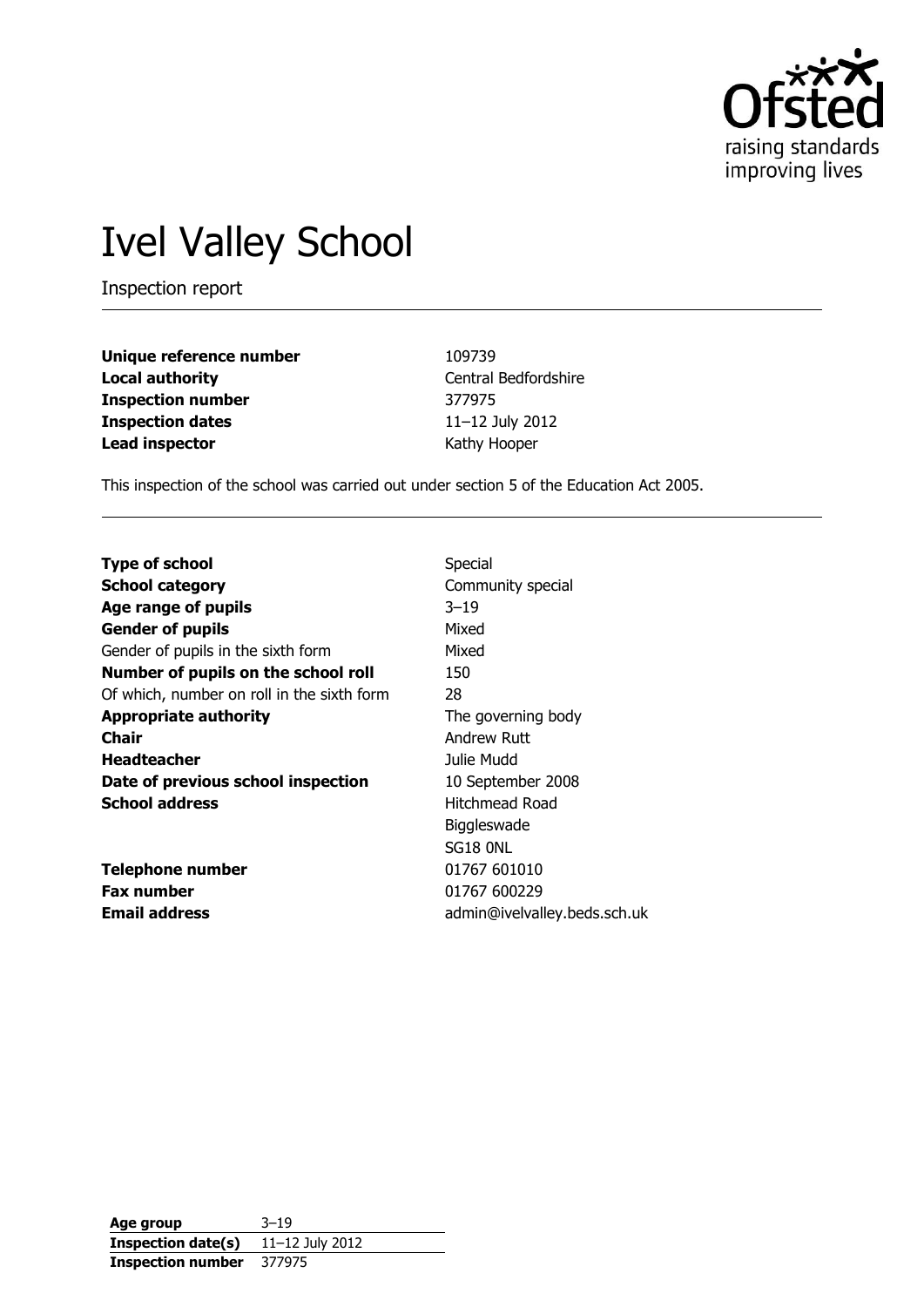# Ivel Valley School

Inspection report

| | |
|---|---|
| **Unique reference number** | 109739 |
| **Local authority** | Central Bedfordshire |
| **Inspection number** | 377975 |
| **Inspection dates** | 11–12 July 2012 |
| **Lead inspector** | Kathy Hooper |

This inspection of the school was carried out under section 5 of the Education Act 2005.

| | |
|---|---|
| **Type of school** | Special |
| **School category** | Community special |
| **Age range of pupils** | 3–19 |
| **Gender of pupils** | Mixed |
| Gender of pupils in the sixth form | Mixed |
| **Number of pupils on the school roll** | 150 |
| Of which, number on roll in the sixth form | 28 |
| **Appropriate authority** | The governing body |
| **Chair** | Andrew Rutt |
| **Headteacher** | Julie Mudd |
| **Date of previous school inspection** | 10 September 2008 |
| **School address** | Hitchmead Road<br>Biggleswade<br>SG18 0NL |
| **Telephone number** | 01767 601010 |
| **Fax number** | 01767 600229 |
| **Email address** | admin@ivelvalley.beds.sch.uk |

| | |
|---|---|
| **Age group** | 3–19 |
| **Inspection date(s)** | 11–12 July 2012 |
| **Inspection number** | 377975 |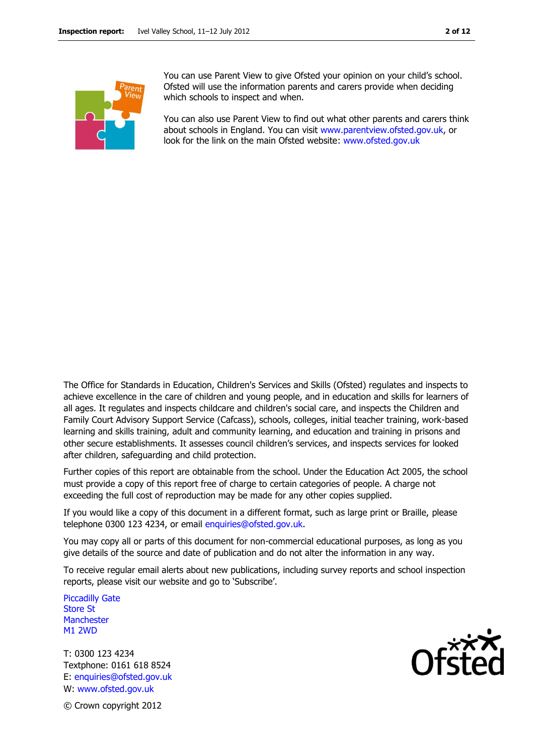You can use Parent View to give Ofsted your opinion on your child's school. Ofsted will use the information parents and carers provide when deciding which schools to inspect and when.

You can also use Parent View to find out what other parents and carers think about schools in England. You can visit www.parentview.ofsted.gov.uk, or look for the link on the main Ofsted website: www.ofsted.gov.uk

The Office for Standards in Education, Children's Services and Skills (Ofsted) regulates and inspects to achieve excellence in the care of children and young people, and in education and skills for learners of all ages. It regulates and inspects childcare and children's social care, and inspects the Children and Family Court Advisory Support Service (Cafcass), schools, colleges, initial teacher training, work-based learning and skills training, adult and community learning, and education and training in prisons and other secure establishments. It assesses council children's services, and inspects services for looked after children, safeguarding and child protection.

Further copies of this report are obtainable from the school. Under the Education Act 2005, the school must provide a copy of this report free of charge to certain categories of people. A charge not exceeding the full cost of reproduction may be made for any other copies supplied.

If you would like a copy of this document in a different format, such as large print or Braille, please telephone 0300 123 4234, or email enquiries@ofsted.gov.uk.

You may copy all or parts of this document for non-commercial educational purposes, as long as you give details of the source and date of publication and do not alter the information in any way.

To receive regular email alerts about new publications, including survey reports and school inspection reports, please visit our website and go to 'Subscribe'.

Piccadilly Gate
Store St
Manchester
M1 2WD

T: 0300 123 4234
Textphone: 0161 618 8524
E: enquiries@ofsted.gov.uk
W: www.ofsted.gov.uk

© Crown copyright 2012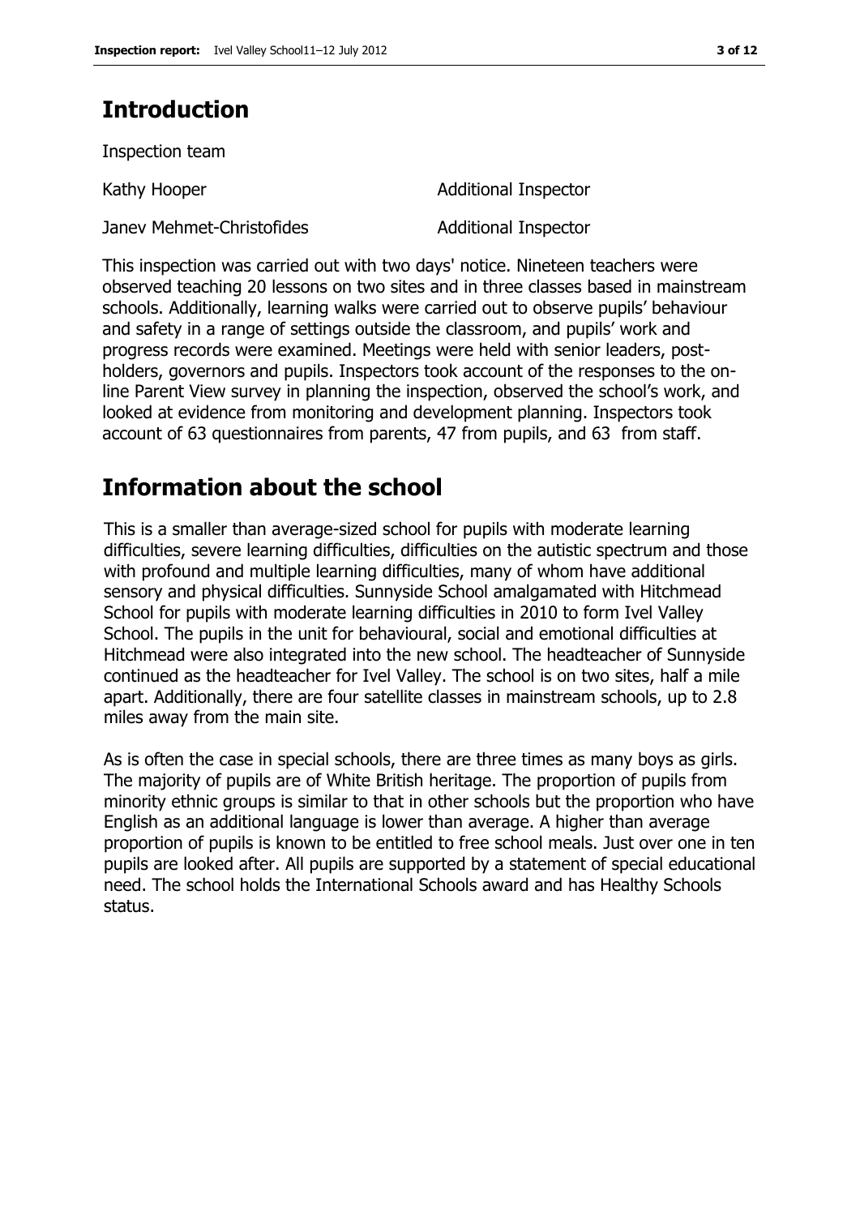## Introduction

Inspection team

| | |
|---|---|
| Kathy Hooper | Additional Inspector |
| Janev Mehmet-Christofides | Additional Inspector |

This inspection was carried out with two days' notice. Nineteen teachers were observed teaching 20 lessons on two sites and in three classes based in mainstream schools. Additionally, learning walks were carried out to observe pupils' behaviour and safety in a range of settings outside the classroom, and pupils' work and progress records were examined. Meetings were held with senior leaders, post-holders, governors and pupils. Inspectors took account of the responses to the on-line Parent View survey in planning the inspection, observed the school's work, and looked at evidence from monitoring and development planning. Inspectors took account of 63 questionnaires from parents, 47 from pupils, and 63 from staff.

## Information about the school

This is a smaller than average-sized school for pupils with moderate learning difficulties, severe learning difficulties, difficulties on the autistic spectrum and those with profound and multiple learning difficulties, many of whom have additional sensory and physical difficulties. Sunnyside School amalgamated with Hitchmead School for pupils with moderate learning difficulties in 2010 to form Ivel Valley School. The pupils in the unit for behavioural, social and emotional difficulties at Hitchmead were also integrated into the new school. The headteacher of Sunnyside continued as the headteacher for Ivel Valley. The school is on two sites, half a mile apart. Additionally, there are four satellite classes in mainstream schools, up to 2.8 miles away from the main site.

As is often the case in special schools, there are three times as many boys as girls. The majority of pupils are of White British heritage. The proportion of pupils from minority ethnic groups is similar to that in other schools but the proportion who have English as an additional language is lower than average. A higher than average proportion of pupils is known to be entitled to free school meals. Just over one in ten pupils are looked after. All pupils are supported by a statement of special educational need. The school holds the International Schools award and has Healthy Schools status.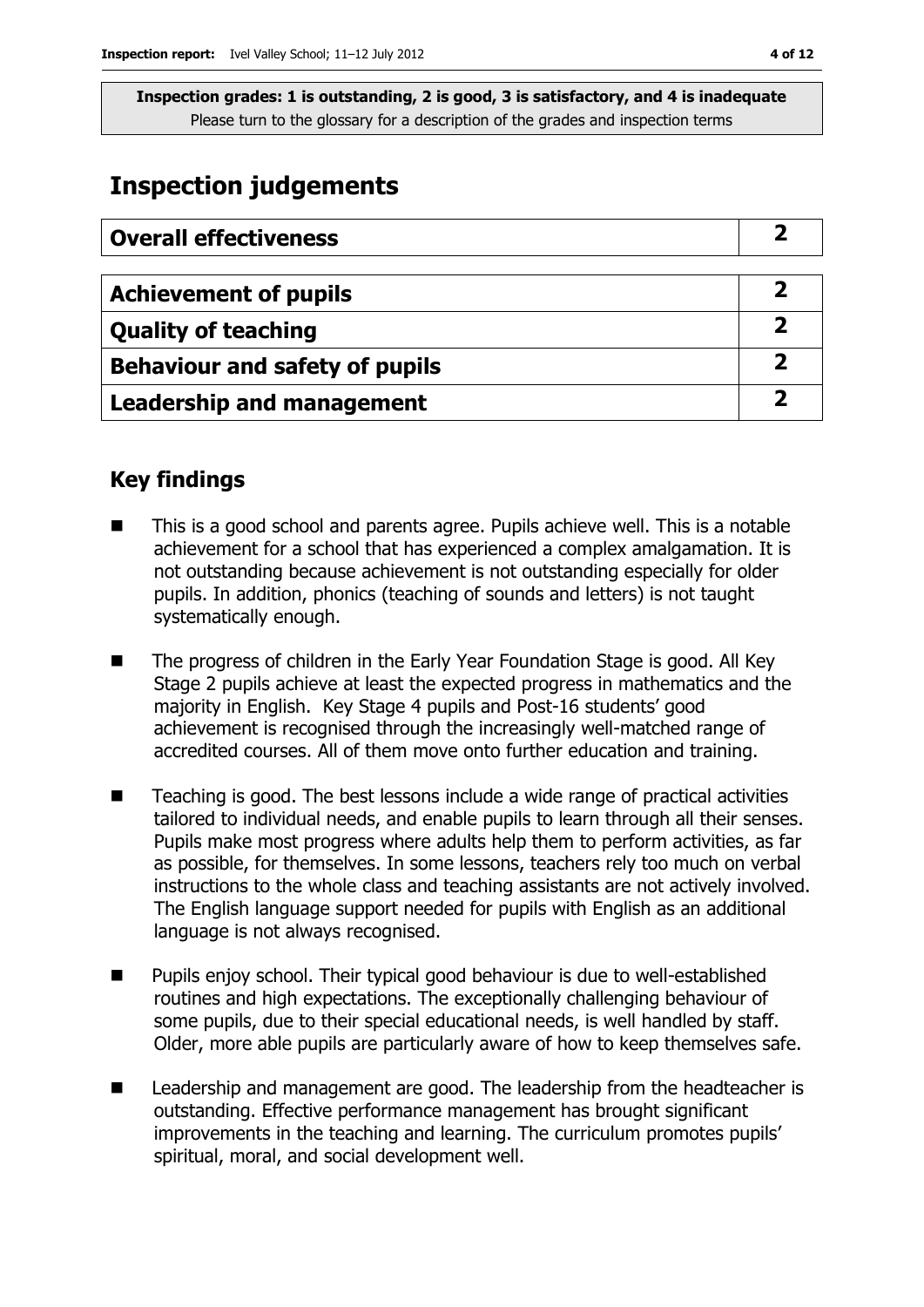**Inspection grades: 1 is outstanding, 2 is good, 3 is satisfactory, and 4 is inadequate**
Please turn to the glossary for a description of the grades and inspection terms

## Inspection judgements

| Overall effectiveness | 2 |
|---|---|
| Achievement of pupils | 2 |
| Quality of teaching | 2 |
| Behaviour and safety of pupils | 2 |
| Leadership and management | 2 |

### Key findings

- This is a good school and parents agree. Pupils achieve well. This is a notable achievement for a school that has experienced a complex amalgamation. It is not outstanding because achievement is not outstanding especially for older pupils. In addition, phonics (teaching of sounds and letters) is not taught systematically enough.
- The progress of children in the Early Year Foundation Stage is good. All Key Stage 2 pupils achieve at least the expected progress in mathematics and the majority in English. Key Stage 4 pupils and Post-16 students' good achievement is recognised through the increasingly well-matched range of accredited courses. All of them move onto further education and training.
- Teaching is good. The best lessons include a wide range of practical activities tailored to individual needs, and enable pupils to learn through all their senses. Pupils make most progress where adults help them to perform activities, as far as possible, for themselves. In some lessons, teachers rely too much on verbal instructions to the whole class and teaching assistants are not actively involved. The English language support needed for pupils with English as an additional language is not always recognised.
- Pupils enjoy school. Their typical good behaviour is due to well-established routines and high expectations. The exceptionally challenging behaviour of some pupils, due to their special educational needs, is well handled by staff. Older, more able pupils are particularly aware of how to keep themselves safe.
- Leadership and management are good. The leadership from the headteacher is outstanding. Effective performance management has brought significant improvements in the teaching and learning. The curriculum promotes pupils' spiritual, moral, and social development well.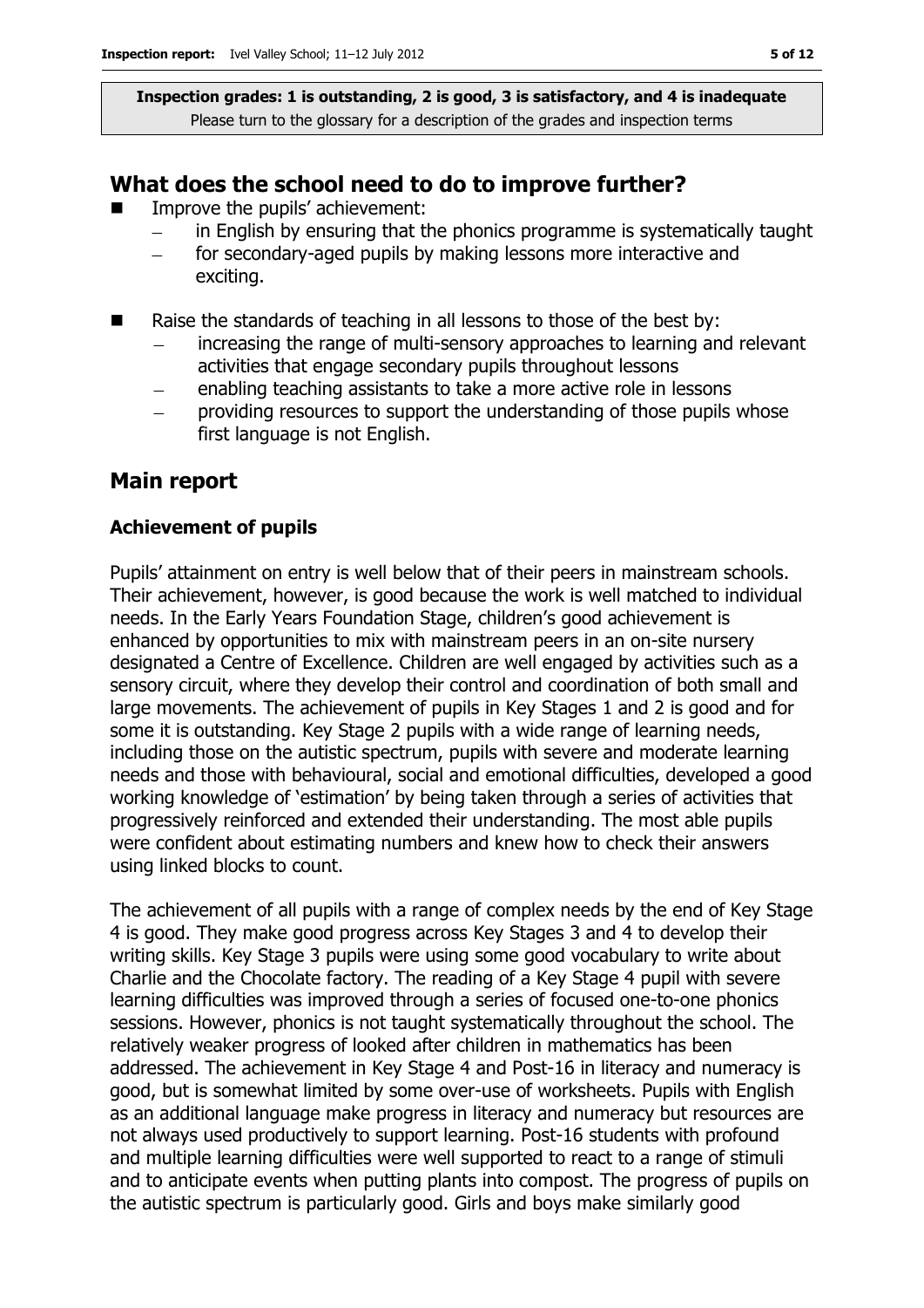**Inspection grades: 1 is outstanding, 2 is good, 3 is satisfactory, and 4 is inadequate**
Please turn to the glossary for a description of the grades and inspection terms

## What does the school need to do to improve further?

- Improve the pupils' achievement:
  - in English by ensuring that the phonics programme is systematically taught
  - for secondary-aged pupils by making lessons more interactive and exciting.
- Raise the standards of teaching in all lessons to those of the best by:
  - increasing the range of multi-sensory approaches to learning and relevant activities that engage secondary pupils throughout lessons
  - enabling teaching assistants to take a more active role in lessons
  - providing resources to support the understanding of those pupils whose first language is not English.

## Main report

### Achievement of pupils

Pupils' attainment on entry is well below that of their peers in mainstream schools. Their achievement, however, is good because the work is well matched to individual needs. In the Early Years Foundation Stage, children's good achievement is enhanced by opportunities to mix with mainstream peers in an on-site nursery designated a Centre of Excellence. Children are well engaged by activities such as a sensory circuit, where they develop their control and coordination of both small and large movements. The achievement of pupils in Key Stages 1 and 2 is good and for some it is outstanding. Key Stage 2 pupils with a wide range of learning needs, including those on the autistic spectrum, pupils with severe and moderate learning needs and those with behavioural, social and emotional difficulties, developed a good working knowledge of 'estimation' by being taken through a series of activities that progressively reinforced and extended their understanding. The most able pupils were confident about estimating numbers and knew how to check their answers using linked blocks to count.

The achievement of all pupils with a range of complex needs by the end of Key Stage 4 is good. They make good progress across Key Stages 3 and 4 to develop their writing skills. Key Stage 3 pupils were using some good vocabulary to write about Charlie and the Chocolate factory. The reading of a Key Stage 4 pupil with severe learning difficulties was improved through a series of focused one-to-one phonics sessions. However, phonics is not taught systematically throughout the school. The relatively weaker progress of looked after children in mathematics has been addressed. The achievement in Key Stage 4 and Post-16 in literacy and numeracy is good, but is somewhat limited by some over-use of worksheets. Pupils with English as an additional language make progress in literacy and numeracy but resources are not always used productively to support learning. Post-16 students with profound and multiple learning difficulties were well supported to react to a range of stimuli and to anticipate events when putting plants into compost. The progress of pupils on the autistic spectrum is particularly good. Girls and boys make similarly good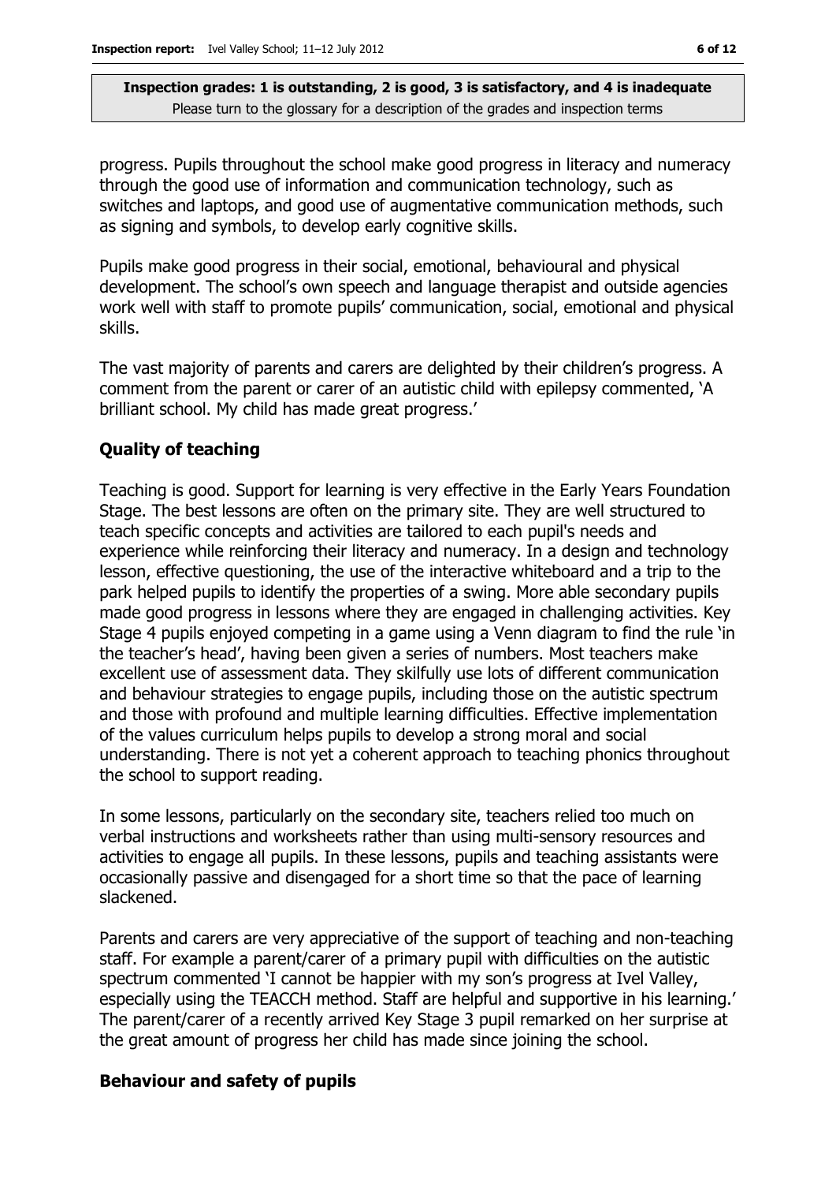progress. Pupils throughout the school make good progress in literacy and numeracy through the good use of information and communication technology, such as switches and laptops, and good use of augmentative communication methods, such as signing and symbols, to develop early cognitive skills.

Pupils make good progress in their social, emotional, behavioural and physical development. The school's own speech and language therapist and outside agencies work well with staff to promote pupils' communication, social, emotional and physical skills.

The vast majority of parents and carers are delighted by their children's progress. A comment from the parent or carer of an autistic child with epilepsy commented, 'A brilliant school. My child has made great progress.'

### Quality of teaching

Teaching is good. Support for learning is very effective in the Early Years Foundation Stage. The best lessons are often on the primary site. They are well structured to teach specific concepts and activities are tailored to each pupil's needs and experience while reinforcing their literacy and numeracy. In a design and technology lesson, effective questioning, the use of the interactive whiteboard and a trip to the park helped pupils to identify the properties of a swing. More able secondary pupils made good progress in lessons where they are engaged in challenging activities. Key Stage 4 pupils enjoyed competing in a game using a Venn diagram to find the rule 'in the teacher's head', having been given a series of numbers. Most teachers make excellent use of assessment data. They skilfully use lots of different communication and behaviour strategies to engage pupils, including those on the autistic spectrum and those with profound and multiple learning difficulties. Effective implementation of the values curriculum helps pupils to develop a strong moral and social understanding. There is not yet a coherent approach to teaching phonics throughout the school to support reading.

In some lessons, particularly on the secondary site, teachers relied too much on verbal instructions and worksheets rather than using multi-sensory resources and activities to engage all pupils. In these lessons, pupils and teaching assistants were occasionally passive and disengaged for a short time so that the pace of learning slackened.

Parents and carers are very appreciative of the support of teaching and non-teaching staff. For example a parent/carer of a primary pupil with difficulties on the autistic spectrum commented 'I cannot be happier with my son's progress at Ivel Valley, especially using the TEACCH method. Staff are helpful and supportive in his learning.' The parent/carer of a recently arrived Key Stage 3 pupil remarked on her surprise at the great amount of progress her child has made since joining the school.

### Behaviour and safety of pupils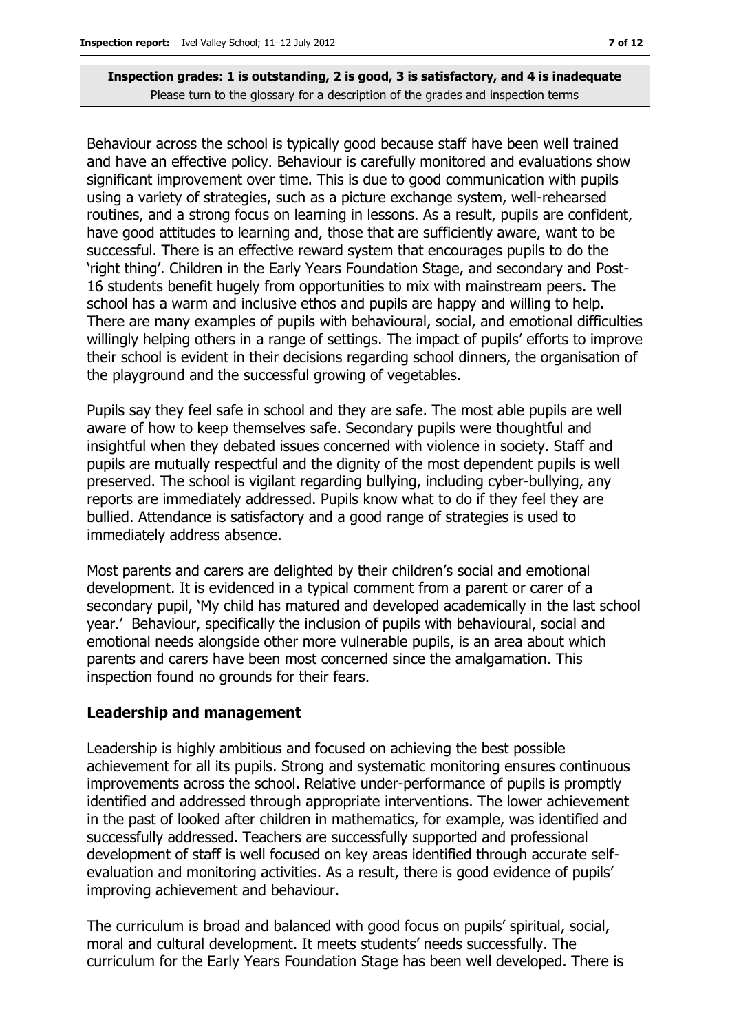**Inspection grades: 1 is outstanding, 2 is good, 3 is satisfactory, and 4 is inadequate**
Please turn to the glossary for a description of the grades and inspection terms

Behaviour across the school is typically good because staff have been well trained and have an effective policy. Behaviour is carefully monitored and evaluations show significant improvement over time. This is due to good communication with pupils using a variety of strategies, such as a picture exchange system, well-rehearsed routines, and a strong focus on learning in lessons. As a result, pupils are confident, have good attitudes to learning and, those that are sufficiently aware, want to be successful. There is an effective reward system that encourages pupils to do the 'right thing'. Children in the Early Years Foundation Stage, and secondary and Post-16 students benefit hugely from opportunities to mix with mainstream peers. The school has a warm and inclusive ethos and pupils are happy and willing to help. There are many examples of pupils with behavioural, social, and emotional difficulties willingly helping others in a range of settings. The impact of pupils' efforts to improve their school is evident in their decisions regarding school dinners, the organisation of the playground and the successful growing of vegetables.

Pupils say they feel safe in school and they are safe. The most able pupils are well aware of how to keep themselves safe. Secondary pupils were thoughtful and insightful when they debated issues concerned with violence in society. Staff and pupils are mutually respectful and the dignity of the most dependent pupils is well preserved. The school is vigilant regarding bullying, including cyber-bullying, any reports are immediately addressed. Pupils know what to do if they feel they are bullied. Attendance is satisfactory and a good range of strategies is used to immediately address absence.

Most parents and carers are delighted by their children's social and emotional development. It is evidenced in a typical comment from a parent or carer of a secondary pupil, 'My child has matured and developed academically in the last school year.' Behaviour, specifically the inclusion of pupils with behavioural, social and emotional needs alongside other more vulnerable pupils, is an area about which parents and carers have been most concerned since the amalgamation. This inspection found no grounds for their fears.

### Leadership and management

Leadership is highly ambitious and focused on achieving the best possible achievement for all its pupils. Strong and systematic monitoring ensures continuous improvements across the school. Relative under-performance of pupils is promptly identified and addressed through appropriate interventions. The lower achievement in the past of looked after children in mathematics, for example, was identified and successfully addressed. Teachers are successfully supported and professional development of staff is well focused on key areas identified through accurate self-evaluation and monitoring activities. As a result, there is good evidence of pupils' improving achievement and behaviour.

The curriculum is broad and balanced with good focus on pupils' spiritual, social, moral and cultural development. It meets students' needs successfully. The curriculum for the Early Years Foundation Stage has been well developed. There is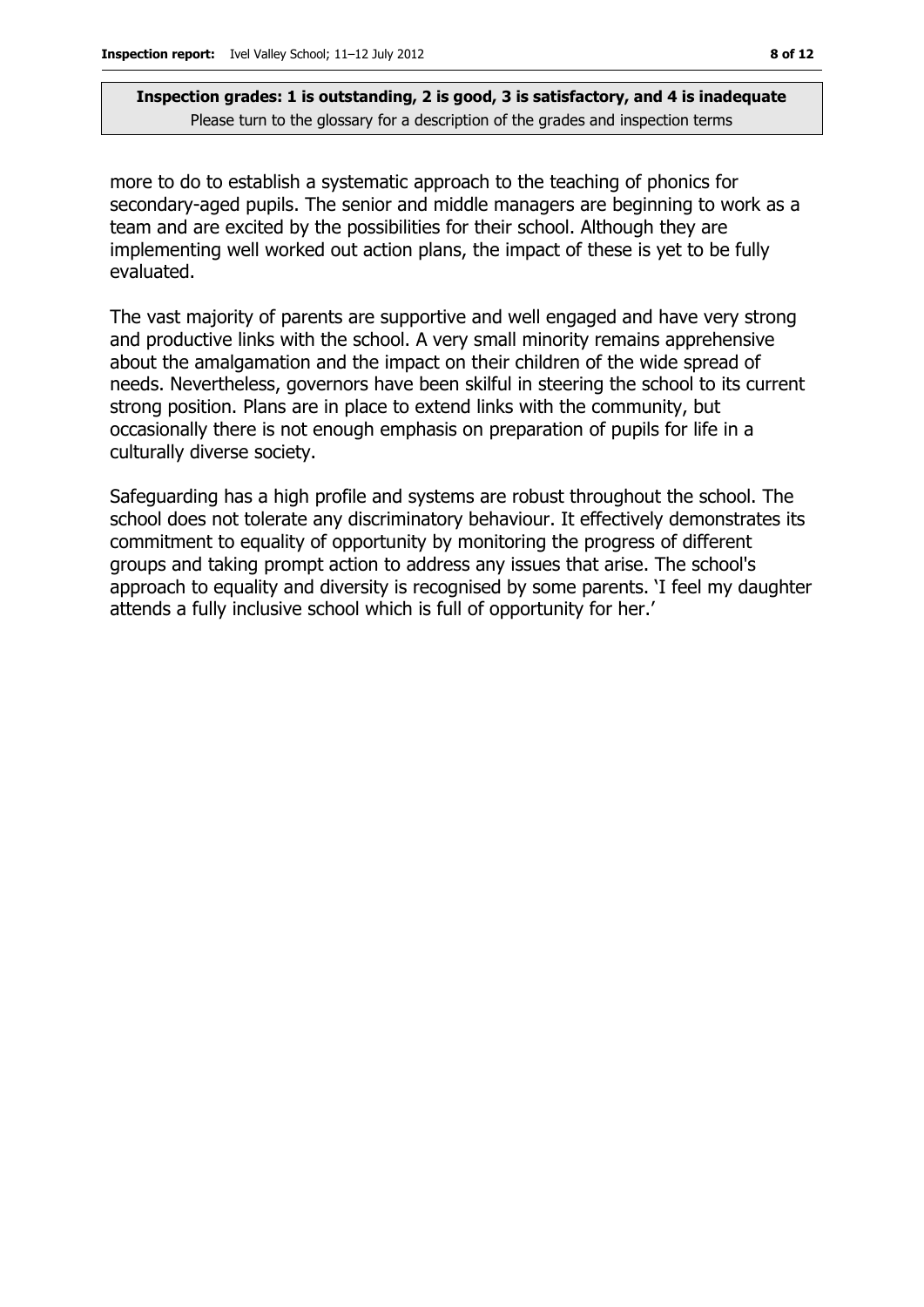more to do to establish a systematic approach to the teaching of phonics for secondary-aged pupils. The senior and middle managers are beginning to work as a team and are excited by the possibilities for their school. Although they are implementing well worked out action plans, the impact of these is yet to be fully evaluated.

The vast majority of parents are supportive and well engaged and have very strong and productive links with the school. A very small minority remains apprehensive about the amalgamation and the impact on their children of the wide spread of needs. Nevertheless, governors have been skilful in steering the school to its current strong position. Plans are in place to extend links with the community, but occasionally there is not enough emphasis on preparation of pupils for life in a culturally diverse society.

Safeguarding has a high profile and systems are robust throughout the school. The school does not tolerate any discriminatory behaviour. It effectively demonstrates its commitment to equality of opportunity by monitoring the progress of different groups and taking prompt action to address any issues that arise. The school's approach to equality and diversity is recognised by some parents. 'I feel my daughter attends a fully inclusive school which is full of opportunity for her.'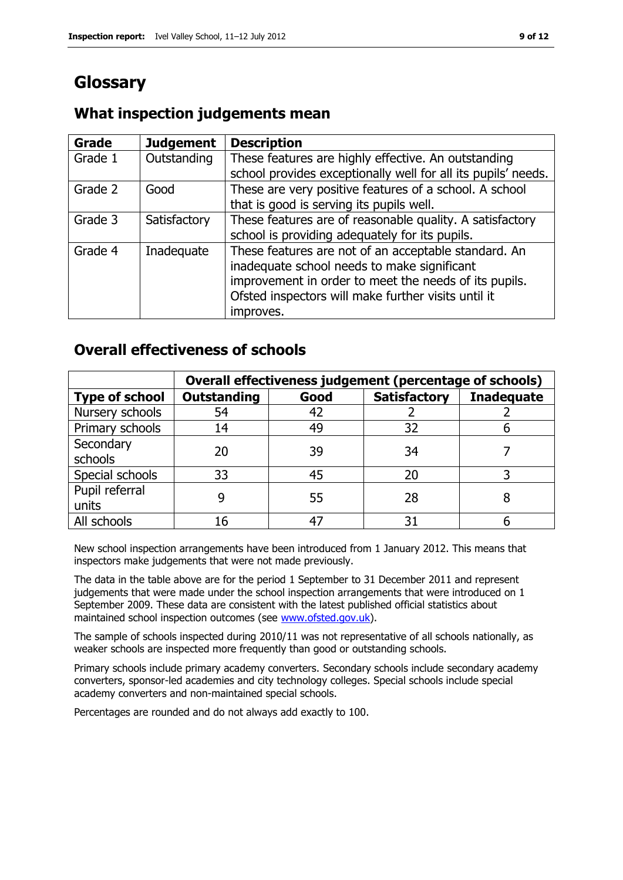# Glossary

## What inspection judgements mean

| Grade | Judgement | Description |
|---|---|---|
| Grade 1 | Outstanding | These features are highly effective. An outstanding school provides exceptionally well for all its pupils' needs. |
| Grade 2 | Good | These are very positive features of a school. A school that is good is serving its pupils well. |
| Grade 3 | Satisfactory | These features are of reasonable quality. A satisfactory school is providing adequately for its pupils. |
| Grade 4 | Inadequate | These features are not of an acceptable standard. An inadequate school needs to make significant improvement in order to meet the needs of its pupils. Ofsted inspectors will make further visits until it improves. |

## Overall effectiveness of schools

| | Overall effectiveness judgement (percentage of schools) | | | |
|---|---|---|---|---|
| **Type of school** | **Outstanding** | **Good** | **Satisfactory** | **Inadequate** |
| Nursery schools | 54 | 42 | 2 | 2 |
| Primary schools | 14 | 49 | 32 | 6 |
| Secondary schools | 20 | 39 | 34 | 7 |
| Special schools | 33 | 45 | 20 | 3 |
| Pupil referral units | 9 | 55 | 28 | 8 |
| All schools | 16 | 47 | 31 | 6 |

New school inspection arrangements have been introduced from 1 January 2012. This means that inspectors make judgements that were not made previously.

The data in the table above are for the period 1 September to 31 December 2011 and represent judgements that were made under the school inspection arrangements that were introduced on 1 September 2009. These data are consistent with the latest published official statistics about maintained school inspection outcomes (see www.ofsted.gov.uk).

The sample of schools inspected during 2010/11 was not representative of all schools nationally, as weaker schools are inspected more frequently than good or outstanding schools.

Primary schools include primary academy converters. Secondary schools include secondary academy converters, sponsor-led academies and city technology colleges. Special schools include special academy converters and non-maintained special schools.

Percentages are rounded and do not always add exactly to 100.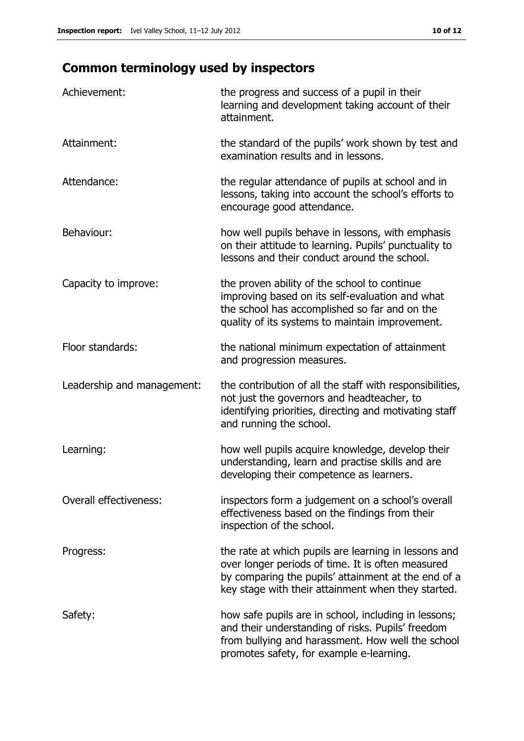## Common terminology used by inspectors

| | |
|---|---|
| Achievement: | the progress and success of a pupil in their learning and development taking account of their attainment. |
| Attainment: | the standard of the pupils' work shown by test and examination results and in lessons. |
| Attendance: | the regular attendance of pupils at school and in lessons, taking into account the school's efforts to encourage good attendance. |
| Behaviour: | how well pupils behave in lessons, with emphasis on their attitude to learning. Pupils' punctuality to lessons and their conduct around the school. |
| Capacity to improve: | the proven ability of the school to continue improving based on its self-evaluation and what the school has accomplished so far and on the quality of its systems to maintain improvement. |
| Floor standards: | the national minimum expectation of attainment and progression measures. |
| Leadership and management: | the contribution of all the staff with responsibilities, not just the governors and headteacher, to identifying priorities, directing and motivating staff and running the school. |
| Learning: | how well pupils acquire knowledge, develop their understanding, learn and practise skills and are developing their competence as learners. |
| Overall effectiveness: | inspectors form a judgement on a school's overall effectiveness based on the findings from their inspection of the school. |
| Progress: | the rate at which pupils are learning in lessons and over longer periods of time. It is often measured by comparing the pupils' attainment at the end of a key stage with their attainment when they started. |
| Safety: | how safe pupils are in school, including in lessons; and their understanding of risks. Pupils' freedom from bullying and harassment. How well the school promotes safety, for example e-learning. |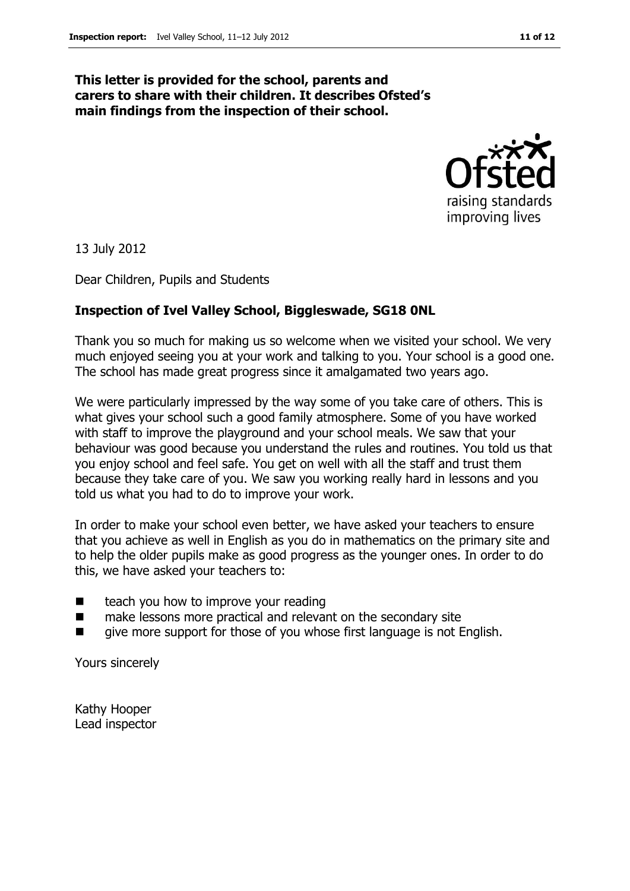**This letter is provided for the school, parents and carers to share with their children. It describes Ofsted's main findings from the inspection of their school.**

13 July 2012

Dear Children, Pupils and Students

**Inspection of Ivel Valley School, Biggleswade, SG18 0NL**

Thank you so much for making us so welcome when we visited your school. We very much enjoyed seeing you at your work and talking to you. Your school is a good one. The school has made great progress since it amalgamated two years ago.

We were particularly impressed by the way some of you take care of others. This is what gives your school such a good family atmosphere. Some of you have worked with staff to improve the playground and your school meals. We saw that your behaviour was good because you understand the rules and routines. You told us that you enjoy school and feel safe. You get on well with all the staff and trust them because they take care of you. We saw you working really hard in lessons and you told us what you had to do to improve your work.

In order to make your school even better, we have asked your teachers to ensure that you achieve as well in English as you do in mathematics on the primary site and to help the older pupils make as good progress as the younger ones. In order to do this, we have asked your teachers to:

- teach you how to improve your reading
- make lessons more practical and relevant on the secondary site
- give more support for those of you whose first language is not English.

Yours sincerely

Kathy Hooper
Lead inspector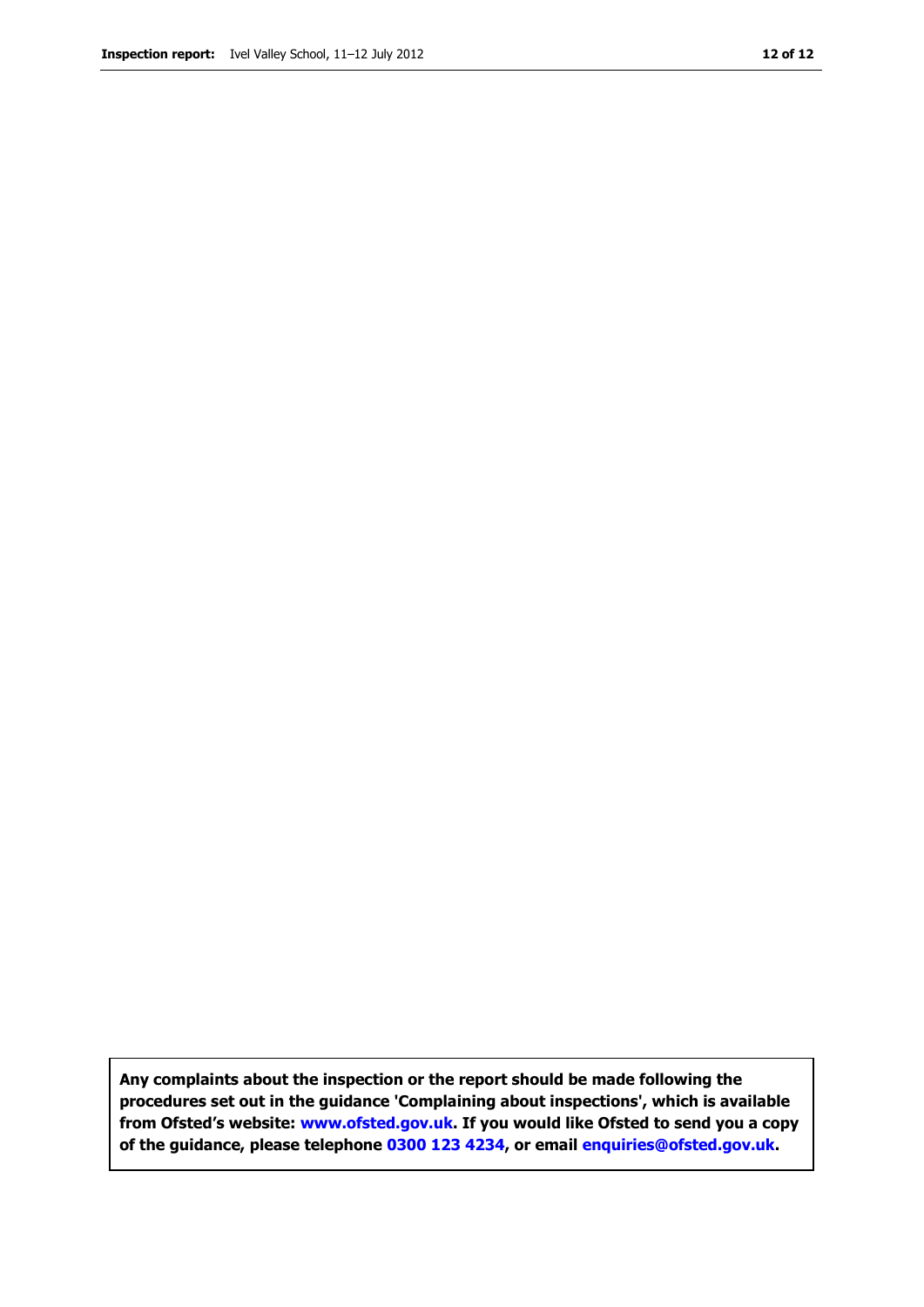**Any complaints about the inspection or the report should be made following the procedures set out in the guidance 'Complaining about inspections', which is available from Ofsted's website: www.ofsted.gov.uk. If you would like Ofsted to send you a copy of the guidance, please telephone 0300 123 4234, or email enquiries@ofsted.gov.uk.**